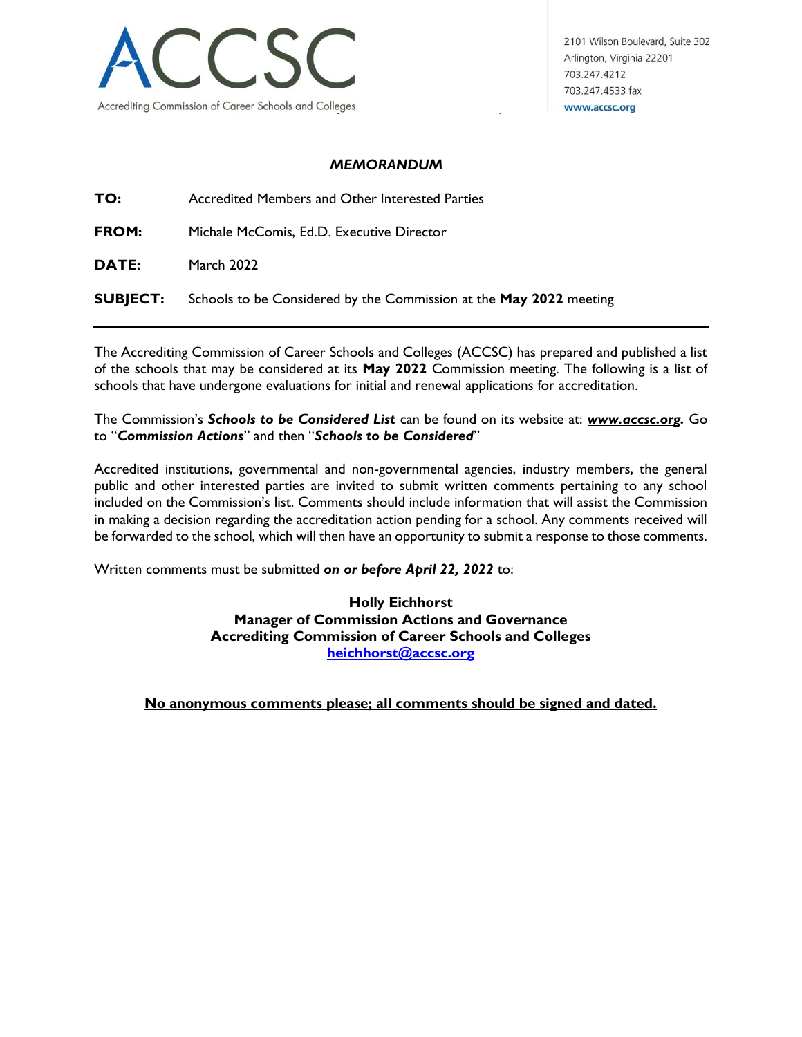ACCSC

Accrediting Commission of Career Schools and Colleges

2101 Wilson Boulevard, Suite 302
Arlington, Virginia 22201
703.247.4212
703.247.4533 fax
**www.accsc.org**

## *MEMORANDUM*

**TO:** Accredited Members and Other Interested Parties

**FROM:** Michale McComis, Ed.D. Executive Director

**DATE:** March 2022

**SUBJECT:** Schools to be Considered by the Commission at the **May 2022** meeting

---

The Accrediting Commission of Career Schools and Colleges (ACCSC) has prepared and published a list of the schools that may be considered at its **May 2022** Commission meeting. The following is a list of schools that have undergone evaluations for initial and renewal applications for accreditation.

The Commission's ***Schools to be Considered List*** can be found on its website at: ***www.accsc.org*****.** Go to "***Commission Actions***" and then "***Schools to be Considered***"

Accredited institutions, governmental and non-governmental agencies, industry members, the general public and other interested parties are invited to submit written comments pertaining to any school included on the Commission's list. Comments should include information that will assist the Commission in making a decision regarding the accreditation action pending for a school. Any comments received will be forwarded to the school, which will then have an opportunity to submit a response to those comments.

Written comments must be submitted ***on or before April 22, 2022*** to:

**Holly Eichhorst**
**Manager of Commission Actions and Governance**
**Accrediting Commission of Career Schools and Colleges**
**heichhorst@accsc.org**

**No anonymous comments please; all comments should be signed and dated.**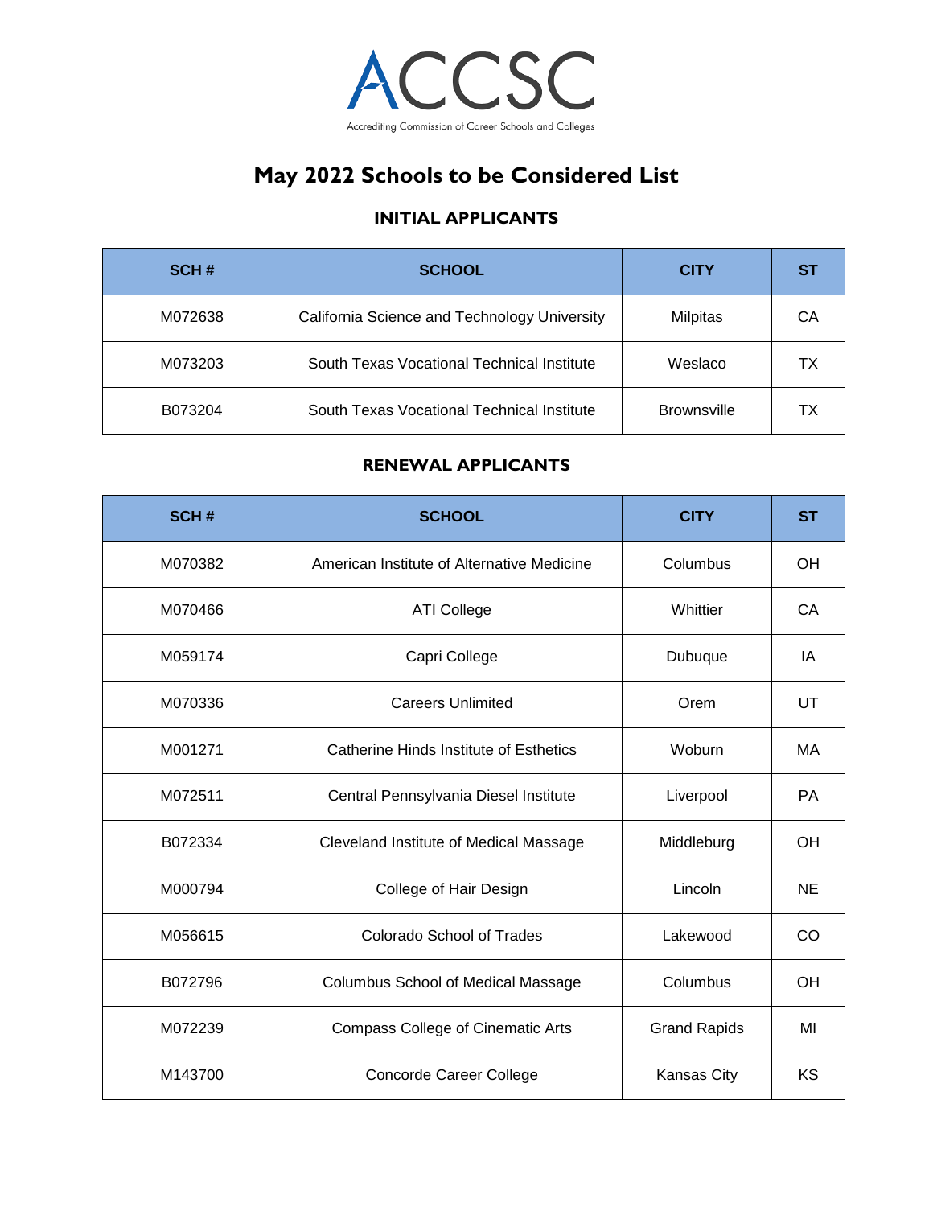ACCSC

Accrediting Commission of Career Schools and Colleges

# May 2022 Schools to be Considered List

## INITIAL APPLICANTS

| SCH # | SCHOOL | CITY | ST |
|---|---|---|---|
| M072638 | California Science and Technology University | Milpitas | CA |
| M073203 | South Texas Vocational Technical Institute | Weslaco | TX |
| B073204 | South Texas Vocational Technical Institute | Brownsville | TX |

## RENEWAL APPLICANTS

| SCH # | SCHOOL | CITY | ST |
|---|---|---|---|
| M070382 | American Institute of Alternative Medicine | Columbus | OH |
| M070466 | ATI College | Whittier | CA |
| M059174 | Capri College | Dubuque | IA |
| M070336 | Careers Unlimited | Orem | UT |
| M001271 | Catherine Hinds Institute of Esthetics | Woburn | MA |
| M072511 | Central Pennsylvania Diesel Institute | Liverpool | PA |
| B072334 | Cleveland Institute of Medical Massage | Middleburg | OH |
| M000794 | College of Hair Design | Lincoln | NE |
| M056615 | Colorado School of Trades | Lakewood | CO |
| B072796 | Columbus School of Medical Massage | Columbus | OH |
| M072239 | Compass College of Cinematic Arts | Grand Rapids | MI |
| M143700 | Concorde Career College | Kansas City | KS |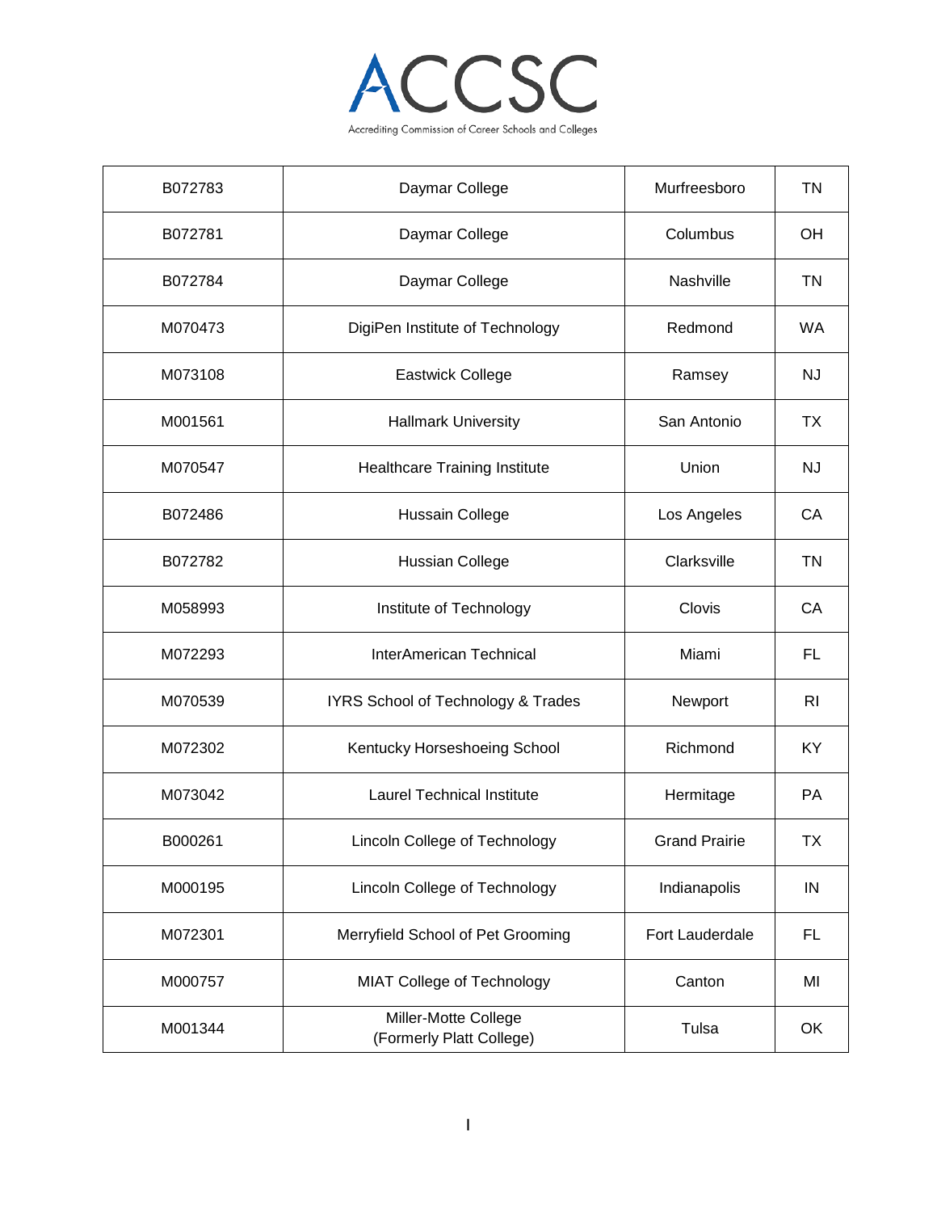| B072783 | Daymar College | Murfreesboro | TN |
|---|---|---|---|
| B072781 | Daymar College | Columbus | OH |
| B072784 | Daymar College | Nashville | TN |
| M070473 | DigiPen Institute of Technology | Redmond | WA |
| M073108 | Eastwick College | Ramsey | NJ |
| M001561 | Hallmark University | San Antonio | TX |
| M070547 | Healthcare Training Institute | Union | NJ |
| B072486 | Hussain College | Los Angeles | CA |
| B072782 | Hussian College | Clarksville | TN |
| M058993 | Institute of Technology | Clovis | CA |
| M072293 | InterAmerican Technical | Miami | FL |
| M070539 | IYRS School of Technology & Trades | Newport | RI |
| M072302 | Kentucky Horseshoeing School | Richmond | KY |
| M073042 | Laurel Technical Institute | Hermitage | PA |
| B000261 | Lincoln College of Technology | Grand Prairie | TX |
| M000195 | Lincoln College of Technology | Indianapolis | IN |
| M072301 | Merryfield School of Pet Grooming | Fort Lauderdale | FL |
| M000757 | MIAT College of Technology | Canton | MI |
| M001344 | Miller-Motte College (Formerly Platt College) | Tulsa | OK |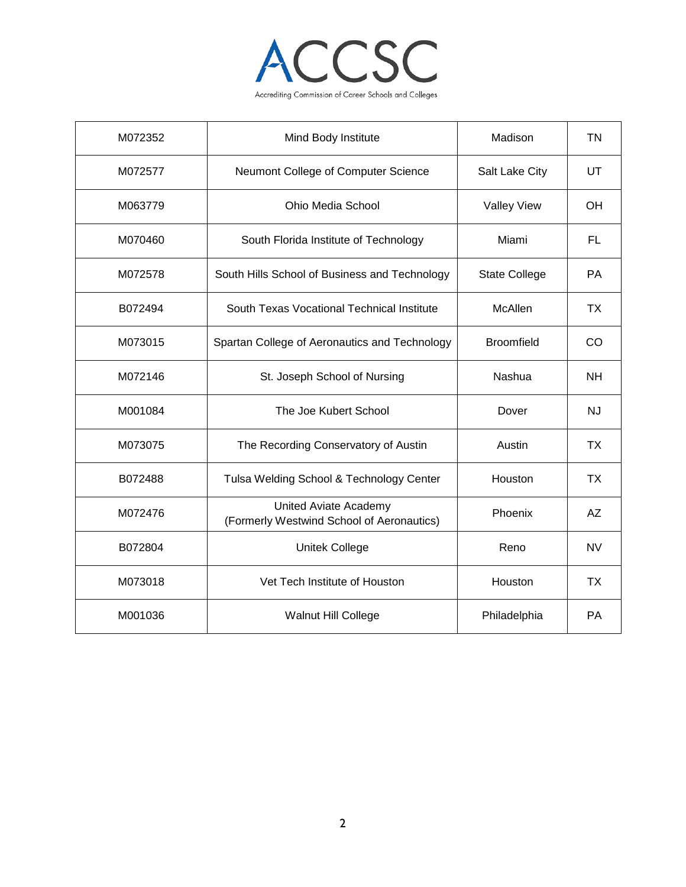| | | | |
|---|---|---|---|
| M072352 | Mind Body Institute | Madison | TN |
| M072577 | Neumont College of Computer Science | Salt Lake City | UT |
| M063779 | Ohio Media School | Valley View | OH |
| M070460 | South Florida Institute of Technology | Miami | FL |
| M072578 | South Hills School of Business and Technology | State College | PA |
| B072494 | South Texas Vocational Technical Institute | McAllen | TX |
| M073015 | Spartan College of Aeronautics and Technology | Broomfield | CO |
| M072146 | St. Joseph School of Nursing | Nashua | NH |
| M001084 | The Joe Kubert School | Dover | NJ |
| M073075 | The Recording Conservatory of Austin | Austin | TX |
| B072488 | Tulsa Welding School & Technology Center | Houston | TX |
| M072476 | United Aviate Academy (Formerly Westwind School of Aeronautics) | Phoenix | AZ |
| B072804 | Unitek College | Reno | NV |
| M073018 | Vet Tech Institute of Houston | Houston | TX |
| M001036 | Walnut Hill College | Philadelphia | PA |